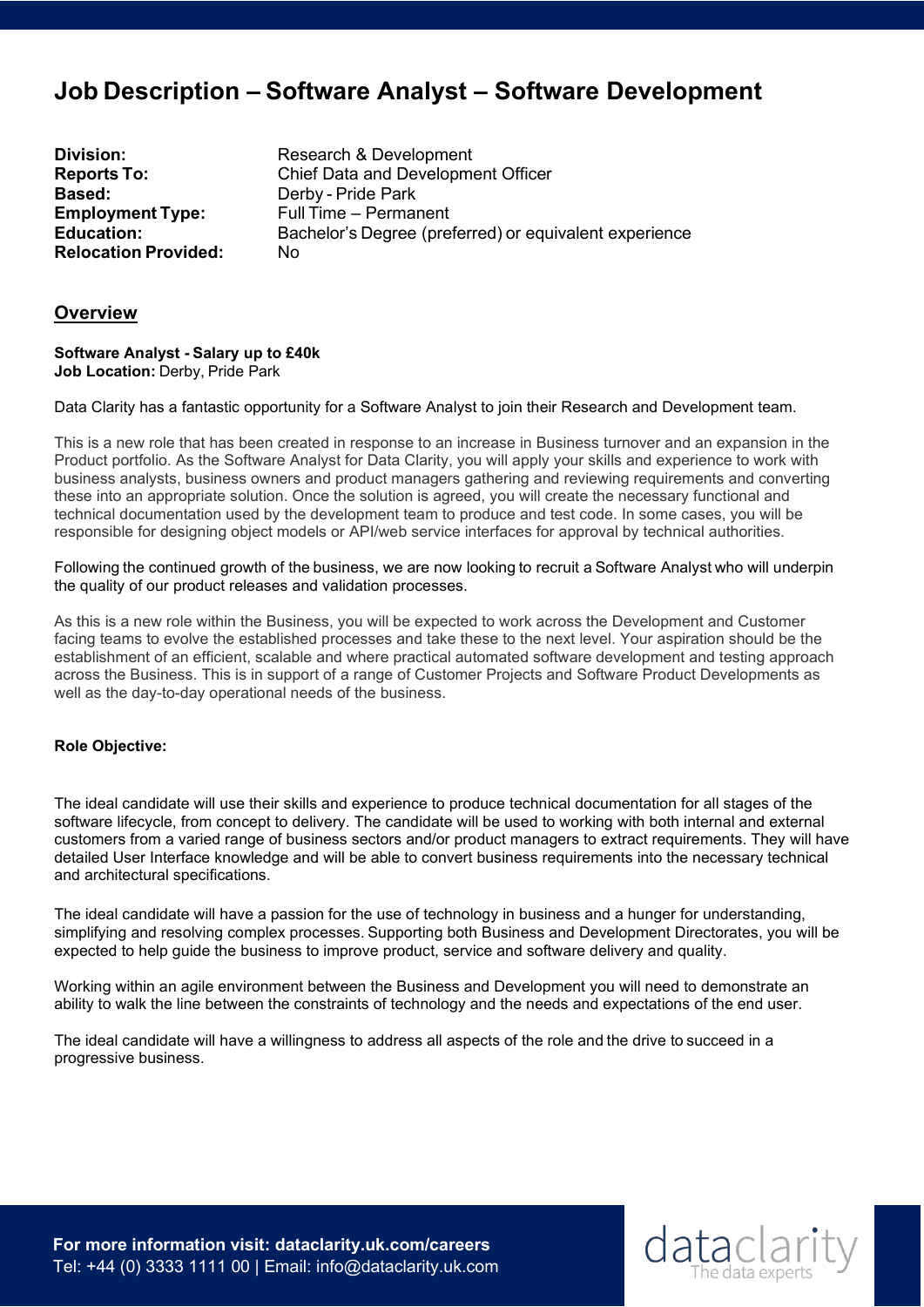# Job Description – Software Analyst – Software Development

| | |
|---|---|
| **Division:** | Research & Development |
| **Reports To:** | Chief Data and Development Officer |
| **Based:** | Derby - Pride Park |
| **Employment Type:** | Full Time – Permanent |
| **Education:** | Bachelor's Degree (preferred) or equivalent experience |
| **Relocation Provided:** | No |

## Overview

**Software Analyst - Salary up to £40k**
**Job Location:** Derby, Pride Park

Data Clarity has a fantastic opportunity for a Software Analyst to join their Research and Development team.

This is a new role that has been created in response to an increase in Business turnover and an expansion in the Product portfolio. As the Software Analyst for Data Clarity, you will apply your skills and experience to work with business analysts, business owners and product managers gathering and reviewing requirements and converting these into an appropriate solution. Once the solution is agreed, you will create the necessary functional and technical documentation used by the development team to produce and test code. In some cases, you will be responsible for designing object models or API/web service interfaces for approval by technical authorities.

Following the continued growth of the business, we are now looking to recruit a Software Analyst who will underpin the quality of our product releases and validation processes.

As this is a new role within the Business, you will be expected to work across the Development and Customer facing teams to evolve the established processes and take these to the next level. Your aspiration should be the establishment of an efficient, scalable and where practical automated software development and testing approach across the Business. This is in support of a range of Customer Projects and Software Product Developments as well as the day-to-day operational needs of the business.

**Role Objective:**

The ideal candidate will use their skills and experience to produce technical documentation for all stages of the software lifecycle, from concept to delivery. The candidate will be used to working with both internal and external customers from a varied range of business sectors and/or product managers to extract requirements. They will have detailed User Interface knowledge and will be able to convert business requirements into the necessary technical and architectural specifications.

The ideal candidate will have a passion for the use of technology in business and a hunger for understanding, simplifying and resolving complex processes. Supporting both Business and Development Directorates, you will be expected to help guide the business to improve product, service and software delivery and quality.

Working within an agile environment between the Business and Development you will need to demonstrate an ability to walk the line between the constraints of technology and the needs and expectations of the end user.

The ideal candidate will have a willingness to address all aspects of the role and the drive to succeed in a progressive business.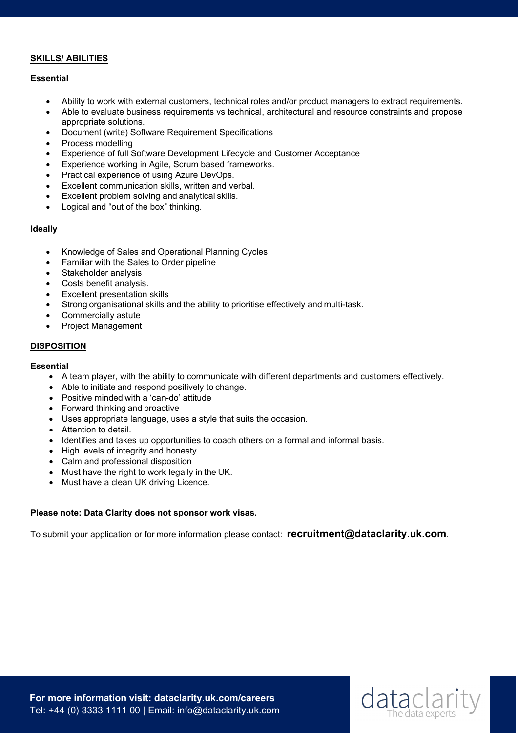## SKILLS/ ABILITIES

### Essential

- Ability to work with external customers, technical roles and/or product managers to extract requirements.
- Able to evaluate business requirements vs technical, architectural and resource constraints and propose appropriate solutions.
- Document (write) Software Requirement Specifications
- Process modelling
- Experience of full Software Development Lifecycle and Customer Acceptance
- Experience working in Agile, Scrum based frameworks.
- Practical experience of using Azure DevOps.
- Excellent communication skills, written and verbal.
- Excellent problem solving and analytical skills.
- Logical and "out of the box" thinking.

### Ideally

- Knowledge of Sales and Operational Planning Cycles
- Familiar with the Sales to Order pipeline
- Stakeholder analysis
- Costs benefit analysis.
- Excellent presentation skills
- Strong organisational skills and the ability to prioritise effectively and multi-task.
- Commercially astute
- Project Management

## DISPOSITION

### Essential

- A team player, with the ability to communicate with different departments and customers effectively.
- Able to initiate and respond positively to change.
- Positive minded with a 'can-do' attitude
- Forward thinking and proactive
- Uses appropriate language, uses a style that suits the occasion.
- Attention to detail.
- Identifies and takes up opportunities to coach others on a formal and informal basis.
- High levels of integrity and honesty
- Calm and professional disposition
- Must have the right to work legally in the UK.
- Must have a clean UK driving Licence.

**Please note: Data Clarity does not sponsor work visas.**

To submit your application or for more information please contact: **recruitment@dataclarity.uk.com**.

**For more information visit: dataclarity.uk.com/careers**
Tel: +44 (0) 3333 1111 00 | Email: info@dataclarity.uk.com

dataclarity
The data experts